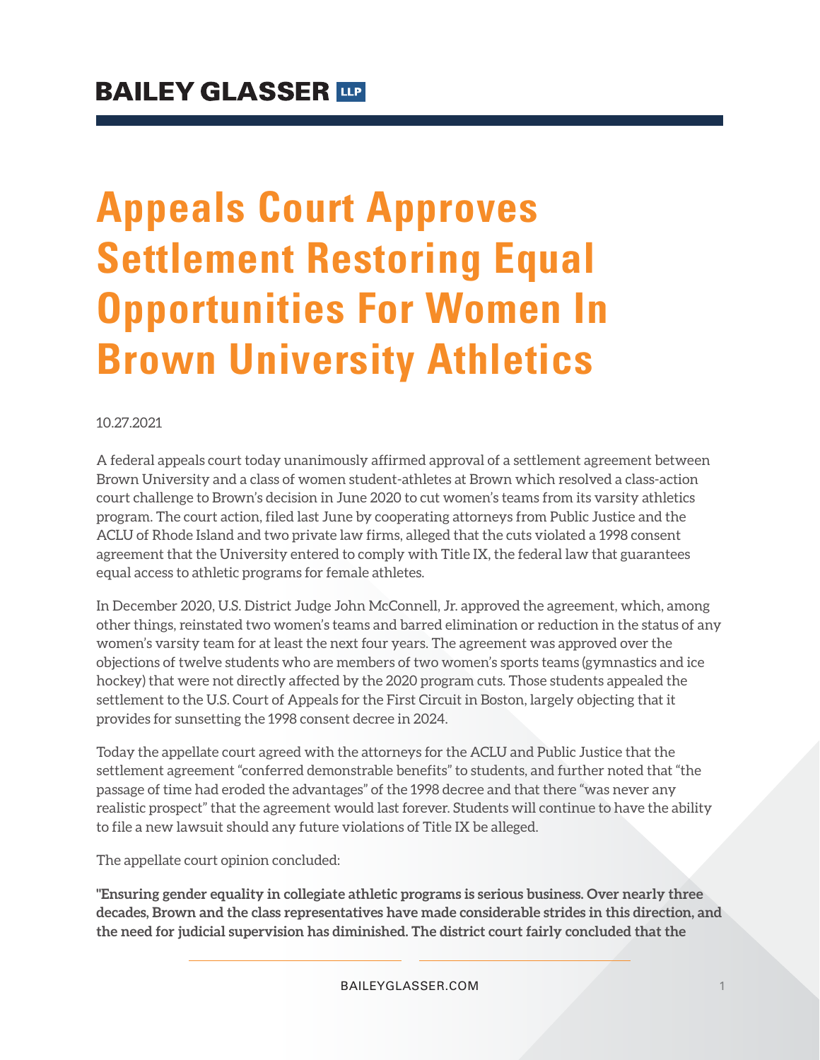**BAILEY GLASSER LLP**

# Appeals Court Approves Settlement Restoring Equal Opportunities For Women In Brown University Athletics

10.27.2021

A federal appeals court today unanimously affirmed approval of a settlement agreement between Brown University and a class of women student-athletes at Brown which resolved a class-action court challenge to Brown's decision in June 2020 to cut women's teams from its varsity athletics program. The court action, filed last June by cooperating attorneys from Public Justice and the ACLU of Rhode Island and two private law firms, alleged that the cuts violated a 1998 consent agreement that the University entered to comply with Title IX, the federal law that guarantees equal access to athletic programs for female athletes.

In December 2020, U.S. District Judge John McConnell, Jr. approved the agreement, which, among other things, reinstated two women's teams and barred elimination or reduction in the status of any women's varsity team for at least the next four years. The agreement was approved over the objections of twelve students who are members of two women's sports teams (gymnastics and ice hockey) that were not directly affected by the 2020 program cuts. Those students appealed the settlement to the U.S. Court of Appeals for the First Circuit in Boston, largely objecting that it provides for sunsetting the 1998 consent decree in 2024.

Today the appellate court agreed with the attorneys for the ACLU and Public Justice that the settlement agreement "conferred demonstrable benefits" to students, and further noted that "the passage of time had eroded the advantages" of the 1998 decree and that there "was never any realistic prospect" that the agreement would last forever. Students will continue to have the ability to file a new lawsuit should any future violations of Title IX be alleged.

The appellate court opinion concluded:

**"Ensuring gender equality in collegiate athletic programs is serious business. Over nearly three decades, Brown and the class representatives have made considerable strides in this direction, and the need for judicial supervision has diminished. The district court fairly concluded that the**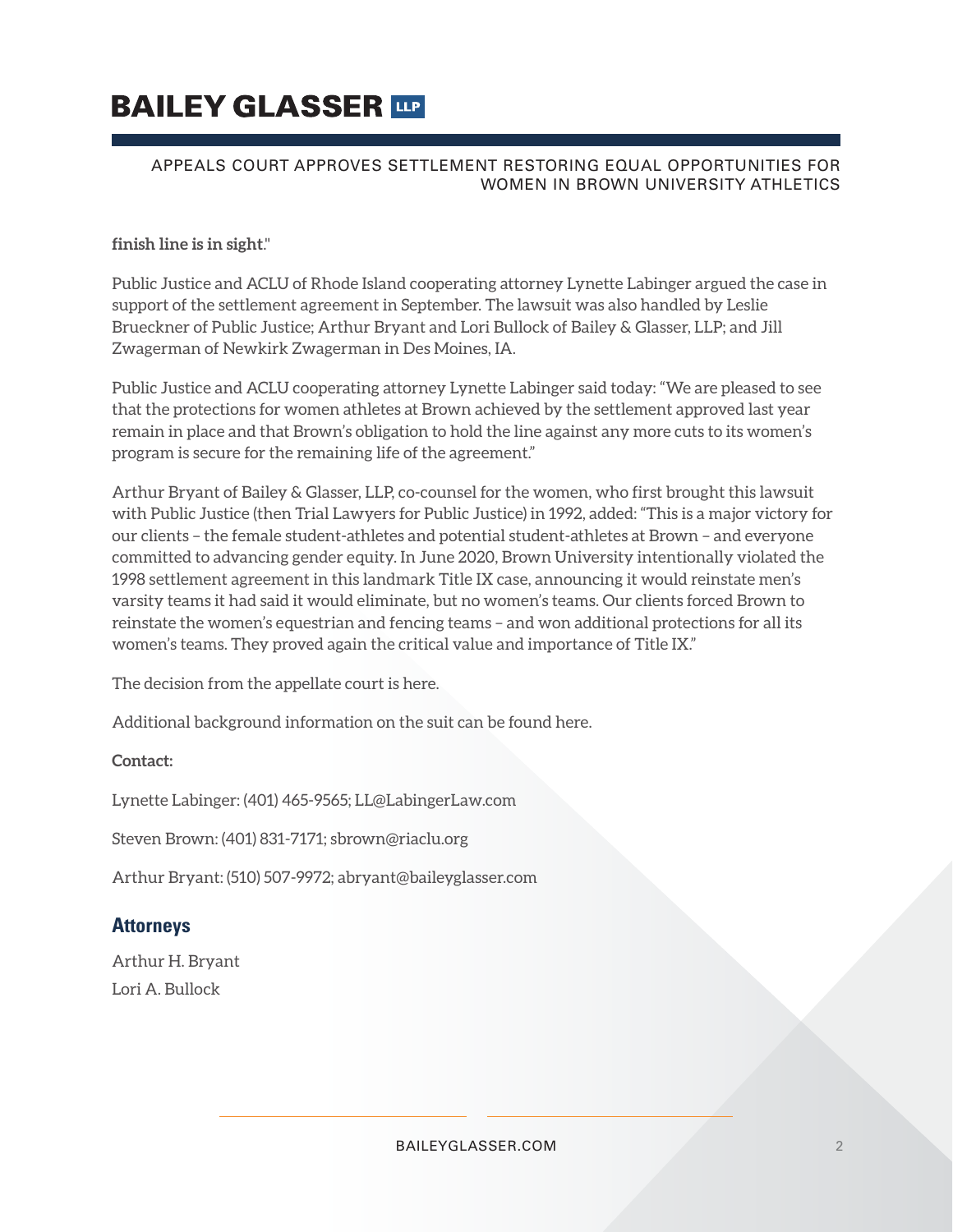**finish line is in sight**."

Public Justice and ACLU of Rhode Island cooperating attorney Lynette Labinger argued the case in support of the settlement agreement in September. The lawsuit was also handled by Leslie Brueckner of Public Justice; Arthur Bryant and Lori Bullock of Bailey & Glasser, LLP; and Jill Zwagerman of Newkirk Zwagerman in Des Moines, IA.

Public Justice and ACLU cooperating attorney Lynette Labinger said today: "We are pleased to see that the protections for women athletes at Brown achieved by the settlement approved last year remain in place and that Brown's obligation to hold the line against any more cuts to its women's program is secure for the remaining life of the agreement."

Arthur Bryant of Bailey & Glasser, LLP, co-counsel for the women, who first brought this lawsuit with Public Justice (then Trial Lawyers for Public Justice) in 1992, added: "This is a major victory for our clients – the female student-athletes and potential student-athletes at Brown – and everyone committed to advancing gender equity. In June 2020, Brown University intentionally violated the 1998 settlement agreement in this landmark Title IX case, announcing it would reinstate men's varsity teams it had said it would eliminate, but no women's teams. Our clients forced Brown to reinstate the women's equestrian and fencing teams – and won additional protections for all its women's teams. They proved again the critical value and importance of Title IX."

The decision from the appellate court is here.

Additional background information on the suit can be found here.

**Contact:**

Lynette Labinger: (401) 465-9565; LL@LabingerLaw.com

Steven Brown: (401) 831-7171; sbrown@riaclu.org

Arthur Bryant: (510) 507-9972; abryant@baileyglasser.com

## Attorneys

Arthur H. Bryant

Lori A. Bullock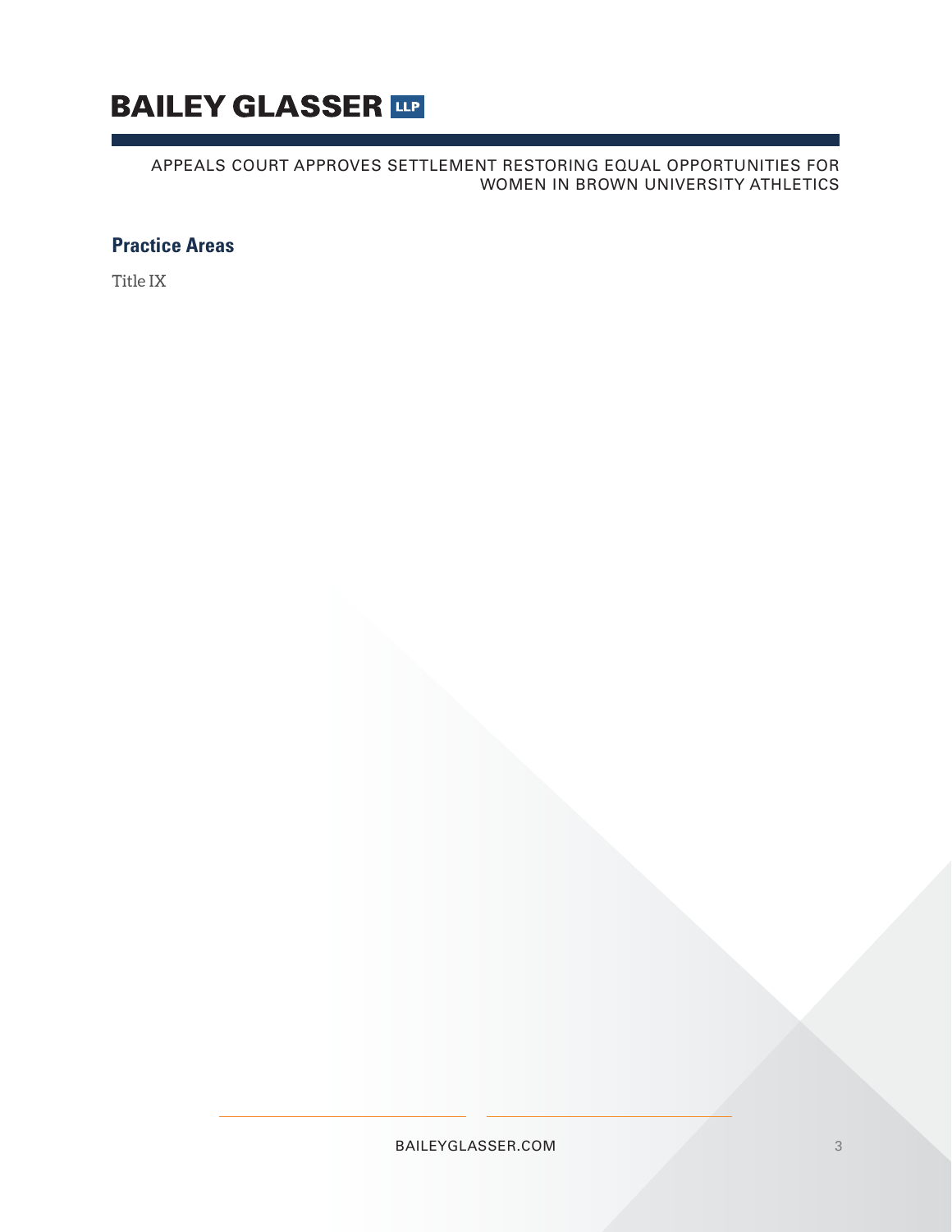## Practice Areas

Title IX